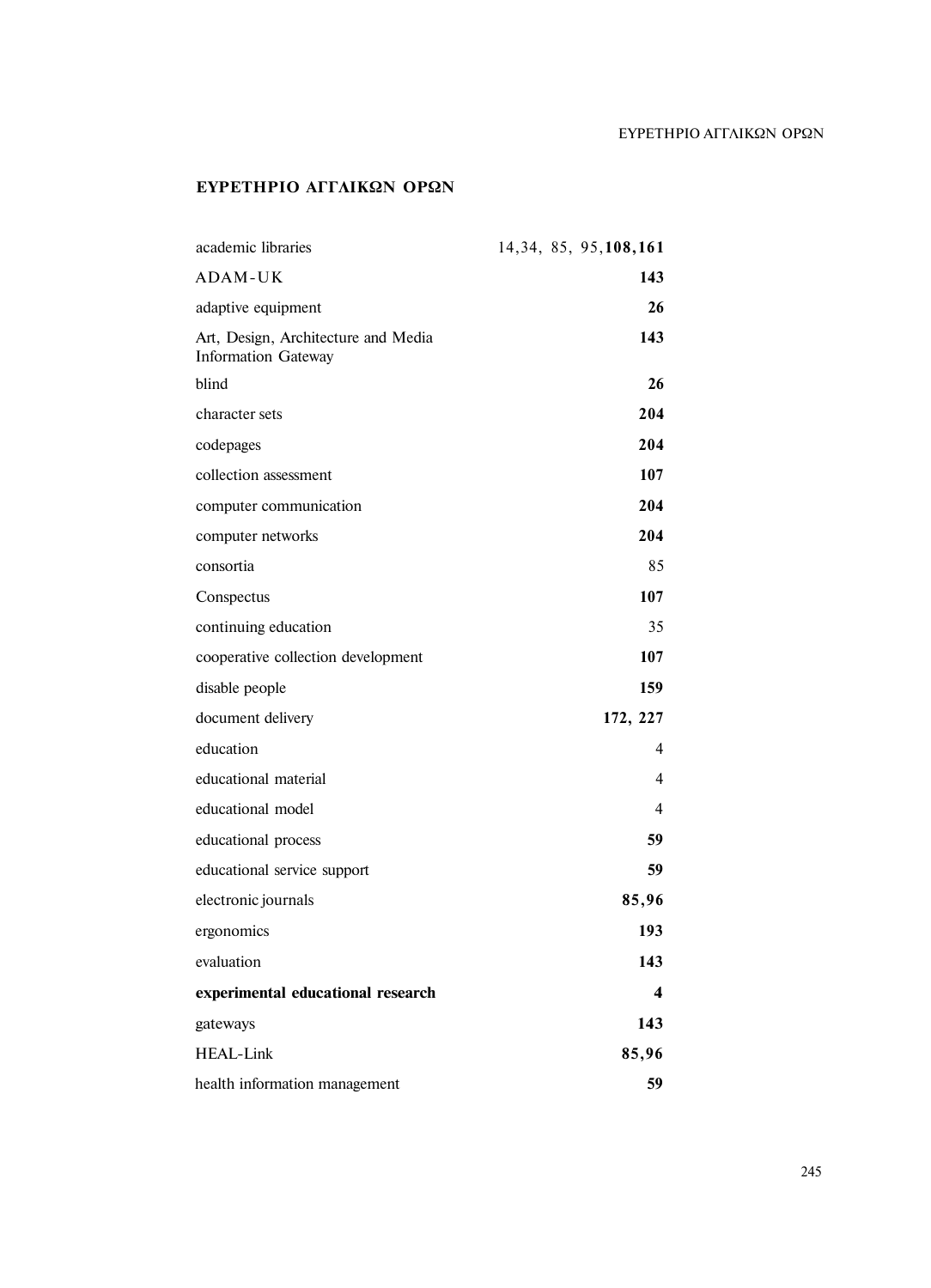## ΕΥΡΕΤΗΡΙΟ ΑΓΓΛΙΚΩΝ ΟΡΩΝ

| | |
|---|---|
| academic libraries | 14,34, 85, 95,**108,161** |
| ADAM-UK | **143** |
| adaptive equipment | **26** |
| Art, Design, Architecture and Media Information Gateway | **143** |
| blind | **26** |
| character sets | **204** |
| codepages | **204** |
| collection assessment | **107** |
| computer communication | **204** |
| computer networks | **204** |
| consortia | 85 |
| Conspectus | **107** |
| continuing education | 35 |
| cooperative collection development | **107** |
| disable people | **159** |
| document delivery | **172, 227** |
| education | 4 |
| educational material | 4 |
| educational model | 4 |
| educational process | **59** |
| educational service support | **59** |
| electronic journals | **85,96** |
| ergonomics | **193** |
| evaluation | **143** |
| **experimental educational research** | **4** |
| gateways | **143** |
| HEAL-Link | **85,96** |
| health information management | **59** |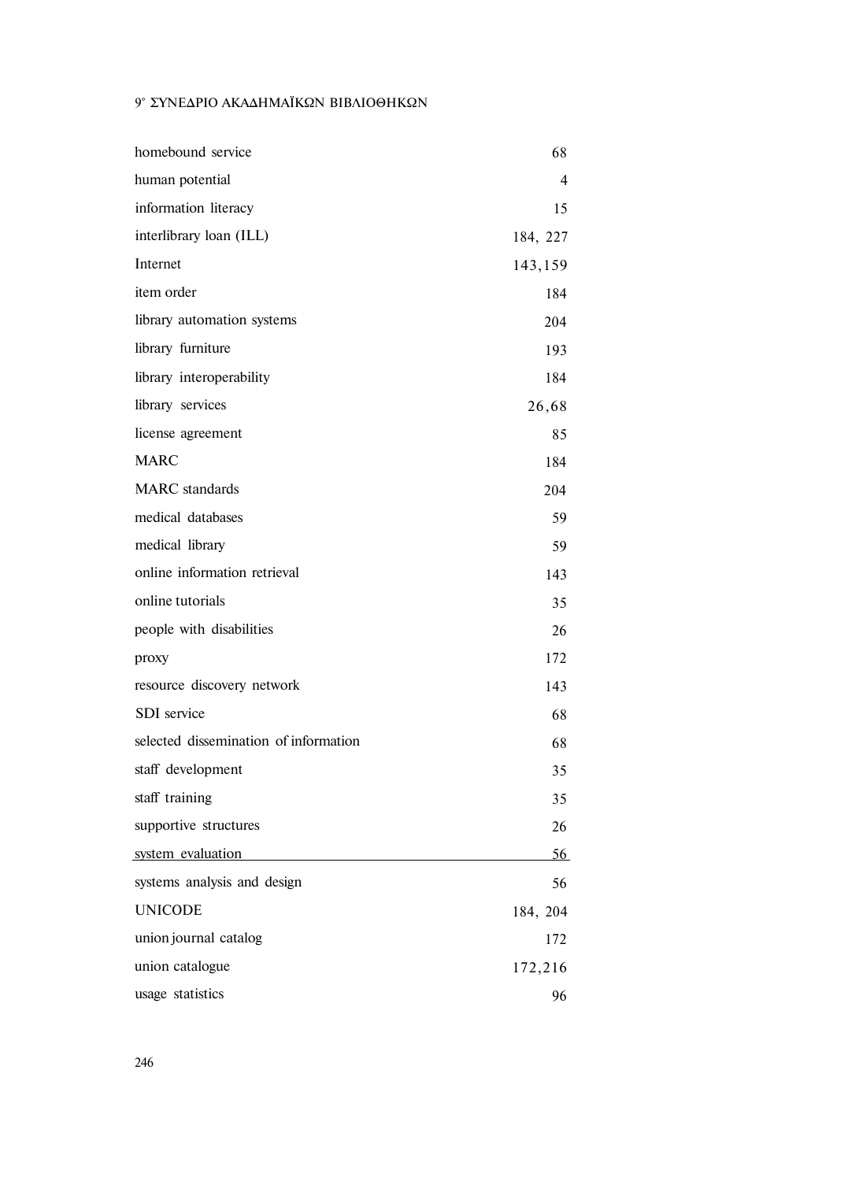| | |
|---|---|
| homebound service | 68 |
| human potential | 4 |
| information literacy | 15 |
| interlibrary loan (ILL) | 184, 227 |
| Internet | 143,159 |
| item order | 184 |
| library automation systems | 204 |
| library furniture | 193 |
| library interoperability | 184 |
| library services | 26,68 |
| license agreement | 85 |
| MARC | 184 |
| MARC standards | 204 |
| medical databases | 59 |
| medical library | 59 |
| online information retrieval | 143 |
| online tutorials | 35 |
| people with disabilities | 26 |
| proxy | 172 |
| resource discovery network | 143 |
| SDI service | 68 |
| selected dissemination of information | 68 |
| staff development | 35 |
| staff training | 35 |
| supportive structures | 26 |
| system evaluation | 56 |
| systems analysis and design | 56 |
| UNICODE | 184, 204 |
| union journal catalog | 172 |
| union catalogue | 172,216 |
| usage statistics | 96 |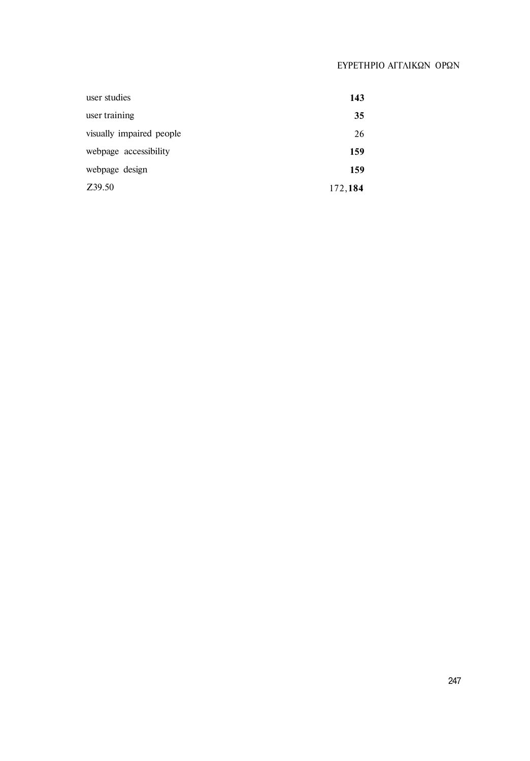| | |
|---|---|
| user studies | **143** |
| user training | **35** |
| visually impaired people | 26 |
| webpage accessibility | **159** |
| webpage design | **159** |
| Z39.50 | 172, **184** |